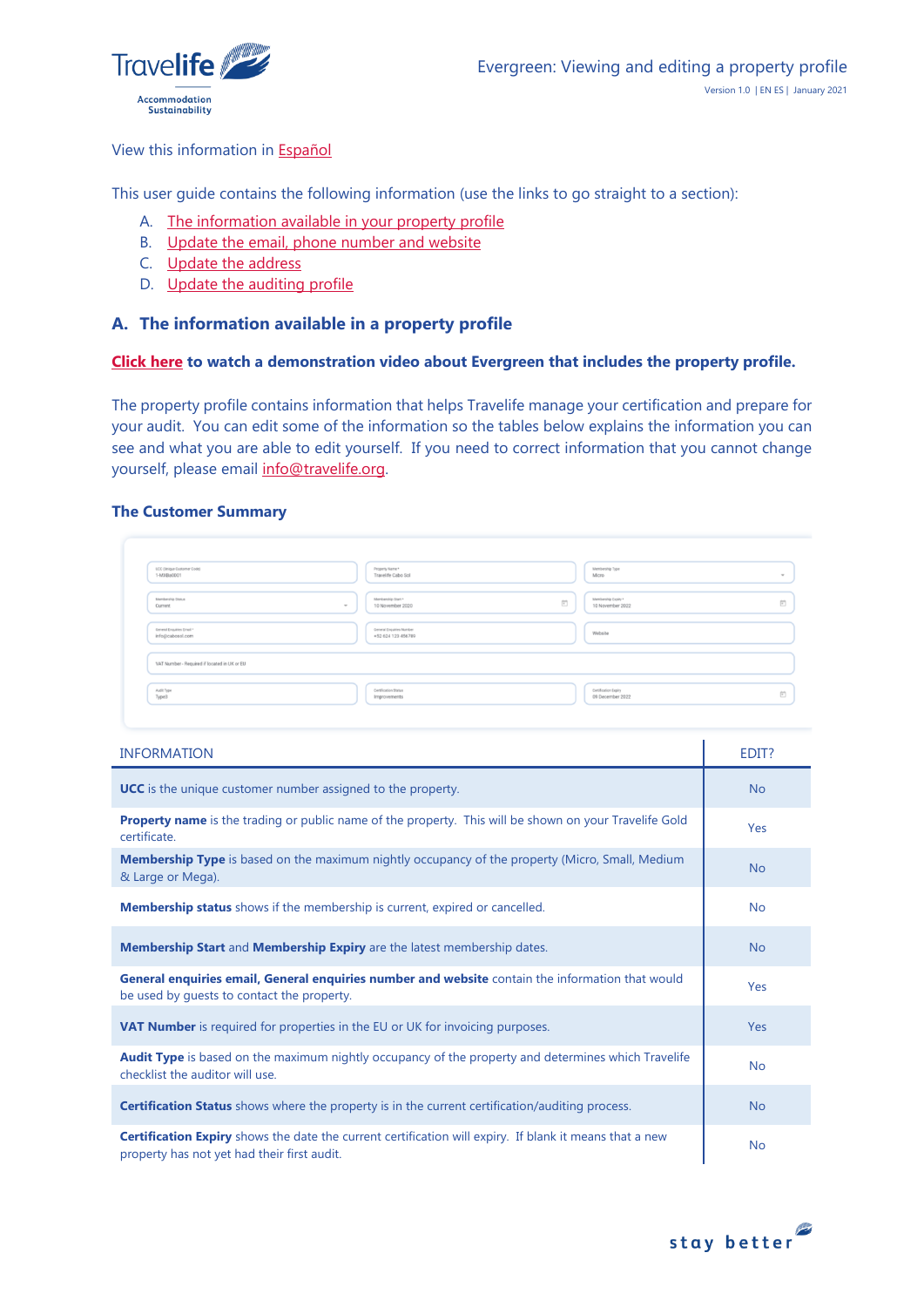View this information in Español

This user guide contains the following information (use the links to go straight to a section):

A. The information available in your property profile
B. Update the email, phone number and website
C. Update the address
D. Update the auditing profile

## A. The information available in a property profile

**Click here to watch a demonstration video about Evergreen that includes the property profile.**

The property profile contains information that helps Travelife manage your certification and prepare for your audit. You can edit some of the information so the tables below explains the information you can see and what you are able to edit yourself. If you need to correct information that you cannot change yourself, please email info@travelife.org.

### The Customer Summary

| INFORMATION | EDIT? |
|---|---|
| **UCC** is the unique customer number assigned to the property. | No |
| **Property name** is the trading or public name of the property. This will be shown on your Travelife Gold certificate. | Yes |
| **Membership Type** is based on the maximum nightly occupancy of the property (Micro, Small, Medium & Large or Mega). | No |
| **Membership status** shows if the membership is current, expired or cancelled. | No |
| **Membership Start** and **Membership Expiry** are the latest membership dates. | No |
| **General enquiries email, General enquiries number and website** contain the information that would be used by guests to contact the property. | Yes |
| **VAT Number** is required for properties in the EU or UK for invoicing purposes. | Yes |
| **Audit Type** is based on the maximum nightly occupancy of the property and determines which Travelife checklist the auditor will use. | No |
| **Certification Status** shows where the property is in the current certification/auditing process. | No |
| **Certification Expiry** shows the date the current certification will expiry. If blank it means that a new property has not yet had their first audit. | No |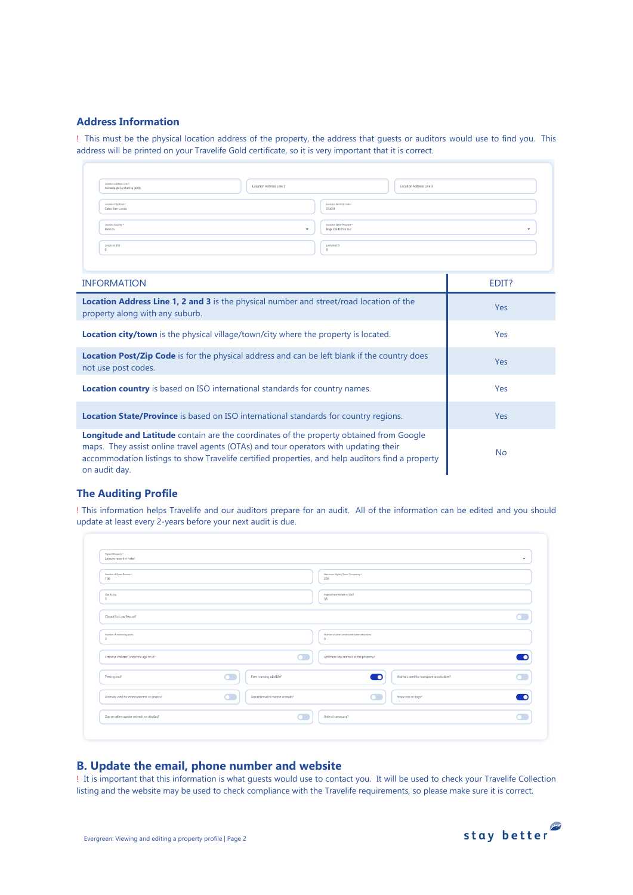## Address Information

! This must be the physical location address of the property, the address that guests or auditors would use to find you. This address will be printed on your Travelife Gold certificate, so it is very important that it is correct.

| INFORMATION | EDIT? |
|---|---|
| **Location Address Line 1, 2 and 3** is the physical number and street/road location of the property along with any suburb. | Yes |
| **Location city/town** is the physical village/town/city where the property is located. | Yes |
| **Location Post/Zip Code** is for the physical address and can be left blank if the country does not use post codes. | Yes |
| **Location country** is based on ISO international standards for country names. | Yes |
| **Location State/Province** is based on ISO international standards for country regions. | Yes |
| **Longitude and Latitude** contain are the coordinates of the property obtained from Google maps. They assist online travel agents (OTAs) and tour operators with updating their accommodation listings to show Travelife certified properties, and help auditors find a property on audit day. | No |

## The Auditing Profile

! This information helps Travelife and our auditors prepare for an audit. All of the information can be edited and you should update at least every 2-years before your next audit is due.

## B. Update the email, phone number and website

! It is important that this information is what guests would use to contact you. It will be used to check your Travelife Collection listing and the website may be used to check compliance with the Travelife requirements, so please make sure it is correct.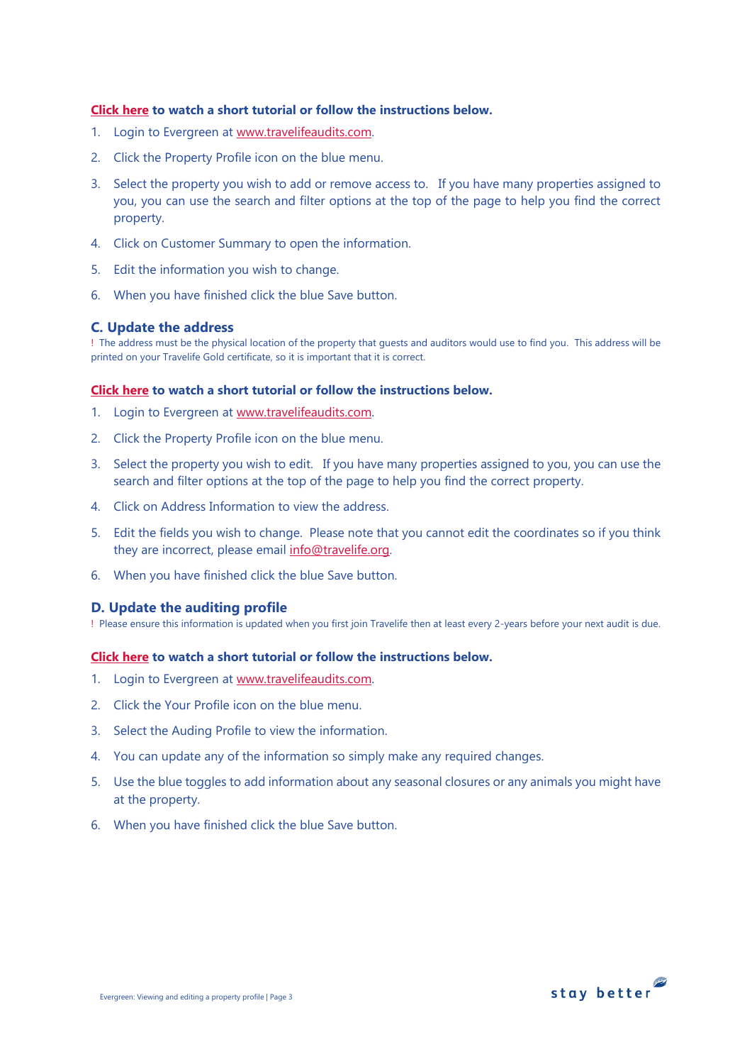**Click here to watch a short tutorial or follow the instructions below.**

1. Login to Evergreen at www.travelifeaudits.com.
2. Click the Property Profile icon on the blue menu.
3. Select the property you wish to add or remove access to. If you have many properties assigned to you, you can use the search and filter options at the top of the page to help you find the correct property.
4. Click on Customer Summary to open the information.
5. Edit the information you wish to change.
6. When you have finished click the blue Save button.

## C. Update the address

! The address must be the physical location of the property that guests and auditors would use to find you. This address will be printed on your Travelife Gold certificate, so it is important that it is correct.

**Click here to watch a short tutorial or follow the instructions below.**

1. Login to Evergreen at www.travelifeaudits.com.
2. Click the Property Profile icon on the blue menu.
3. Select the property you wish to edit. If you have many properties assigned to you, you can use the search and filter options at the top of the page to help you find the correct property.
4. Click on Address Information to view the address.
5. Edit the fields you wish to change. Please note that you cannot edit the coordinates so if you think they are incorrect, please email info@travelife.org.
6. When you have finished click the blue Save button.

## D. Update the auditing profile

! Please ensure this information is updated when you first join Travelife then at least every 2-years before your next audit is due.

**Click here to watch a short tutorial or follow the instructions below.**

1. Login to Evergreen at www.travelifeaudits.com.
2. Click the Your Profile icon on the blue menu.
3. Select the Auding Profile to view the information.
4. You can update any of the information so simply make any required changes.
5. Use the blue toggles to add information about any seasonal closures or any animals you might have at the property.
6. When you have finished click the blue Save button.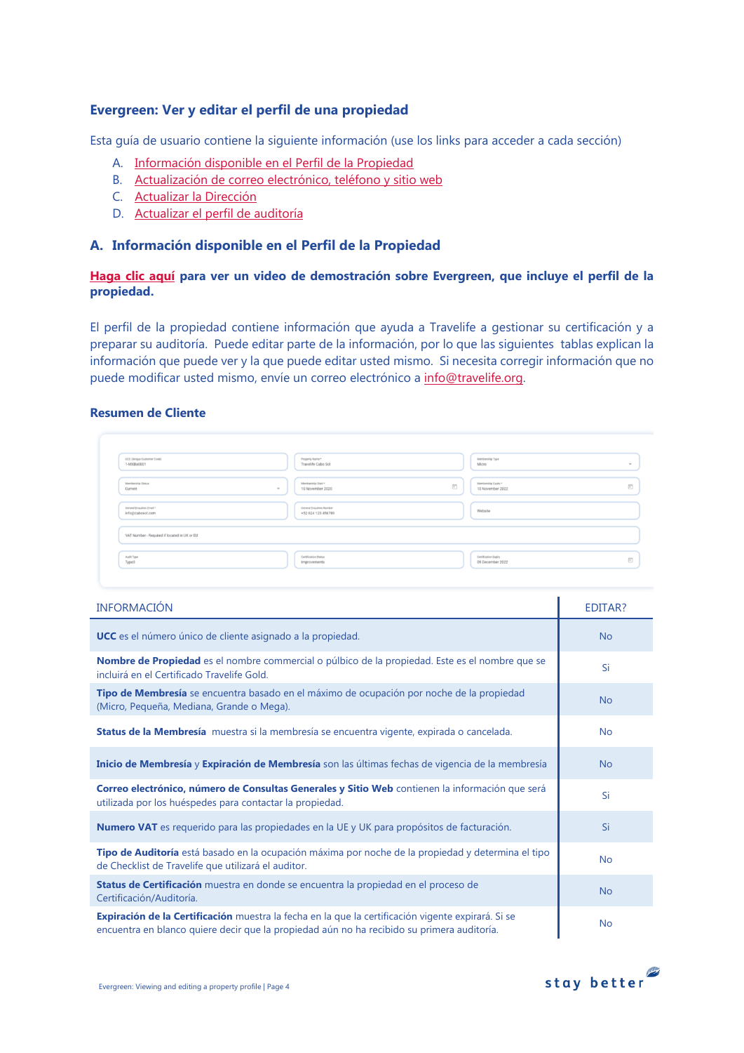## Evergreen: Ver y editar el perfil de una propiedad

Esta guía de usuario contiene la siguiente información (use los links para acceder a cada sección)

A. Información disponible en el Perfil de la Propiedad
B. Actualización de correo electrónico, teléfono y sitio web
C. Actualizar la Dirección
D. Actualizar el perfil de auditoría

## A. Información disponible en el Perfil de la Propiedad

**Haga clic aquí para ver un video de demostración sobre Evergreen, que incluye el perfil de la propiedad.**

El perfil de la propiedad contiene información que ayuda a Travelife a gestionar su certificación y a preparar su auditoría. Puede editar parte de la información, por lo que las siguientes tablas explican la información que puede ver y la que puede editar usted mismo. Si necesita corregir información que no puede modificar usted mismo, envíe un correo electrónico a info@travelife.org.

### Resumen de Cliente

| INFORMACIÓN | EDITAR? |
|---|---|
| **UCC** es el número único de cliente asignado a la propiedad. | No |
| **Nombre de Propiedad** es el nombre commercial o púlbico de la propiedad. Este es el nombre que se incluirá en el Certificado Travelife Gold. | Si |
| **Tipo de Membresía** se encuentra basado en el máximo de ocupación por noche de la propiedad (Micro, Pequeña, Mediana, Grande o Mega). | No |
| **Status de la Membresía** muestra si la membresía se encuentra vigente, expirada o cancelada. | No |
| **Inicio de Membresía** y **Expiración de Membresía** son las últimas fechas de vigencia de la membresía | No |
| **Correo electrónico, número de Consultas Generales y Sitio Web** contienen la información que será utilizada por los huéspedes para contactar la propiedad. | Si |
| **Numero VAT** es requerido para las propiedades en la UE y UK para propósitos de facturación. | Si |
| **Tipo de Auditoría** está basado en la ocupación máxima por noche de la propiedad y determina el tipo de Checklist de Travelife que utilizará el auditor. | No |
| **Status de Certificación** muestra en donde se encuentra la propiedad en el proceso de Certificación/Auditoría. | No |
| **Expiración de la Certificación** muestra la fecha en la que la certificación vigente expirará. Si se encuentra en blanco quiere decir que la propiedad aún no ha recibido su primera auditoría. | No |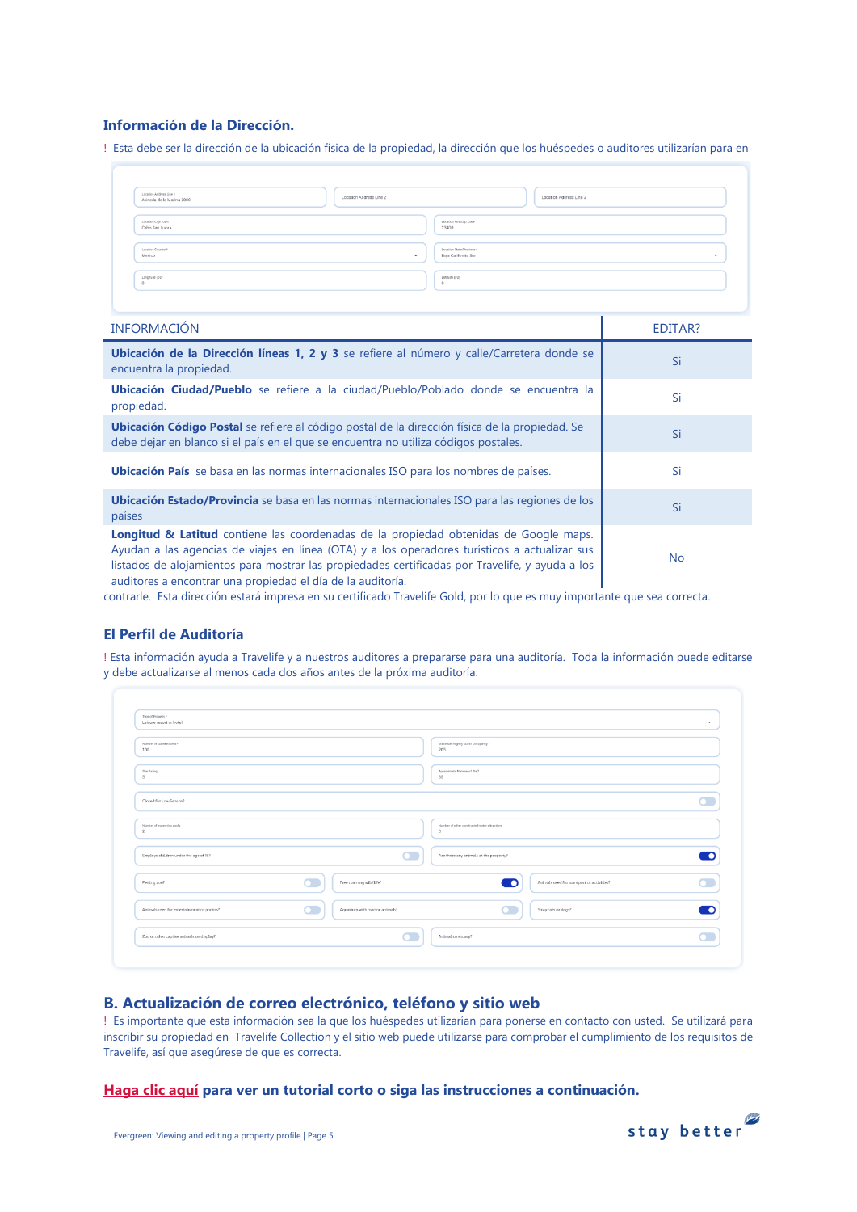### Información de la Dirección.

! Esta debe ser la dirección de la ubicación física de la propiedad, la dirección que los huéspedes o auditores utilizarían para encontrarle. Esta dirección estará impresa en su certificado Travelife Gold, por lo que es muy importante que sea correcta.

| INFORMACIÓN | EDITAR? |
|---|---|
| **Ubicación de la Dirección líneas 1, 2 y 3** se refiere al número y calle/Carretera donde se encuentra la propiedad. | Si |
| **Ubicación Ciudad/Pueblo** se refiere a la ciudad/Pueblo/Poblado donde se encuentra la propiedad. | Si |
| **Ubicación Código Postal** se refiere al código postal de la dirección física de la propiedad. Se debe dejar en blanco si el país en el que se encuentra no utiliza códigos postales. | Si |
| **Ubicación País** se basa en las normas internacionales ISO para los nombres de países. | Si |
| **Ubicación Estado/Provincia** se basa en las normas internacionales ISO para las regiones de los países | Si |
| **Longitud & Latitud** contiene las coordenadas de la propiedad obtenidas de Google maps. Ayudan a las agencias de viajes en línea (OTA) y a los operadores turísticos a actualizar sus listados de alojamientos para mostrar las propiedades certificadas por Travelife, y ayuda a los auditores a encontrar una propiedad el día de la auditoría. | No |

### El Perfil de Auditoría

! Esta información ayuda a Travelife y a nuestros auditores a prepararse para una auditoría. Toda la información puede editarse y debe actualizarse al menos cada dos años antes de la próxima auditoría.

## B. Actualización de correo electrónico, teléfono y sitio web

! Es importante que esta información sea la que los huéspedes utilizarían para ponerse en contacto con usted. Se utilizará para inscribir su propiedad en Travelife Collection y el sitio web puede utilizarse para comprobar el cumplimiento de los requisitos de Travelife, así que asegúrese de que es correcta.

**Haga clic aquí para ver un tutorial corto o siga las instrucciones a continuación.**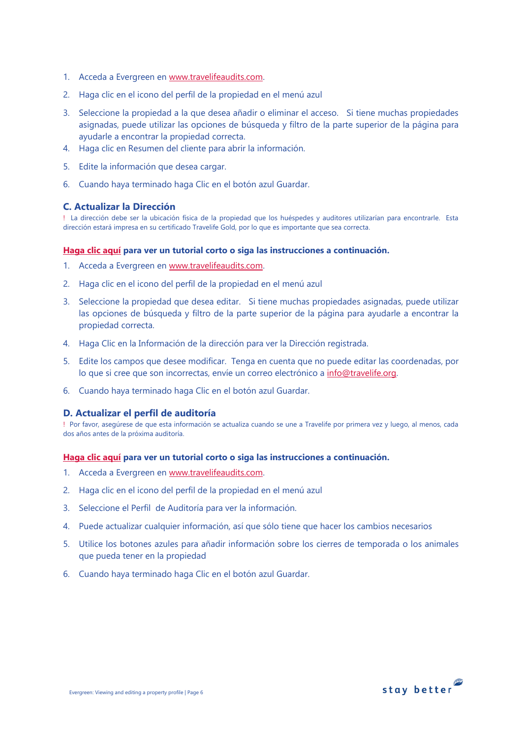1. Acceda a Evergreen en www.travelifeaudits.com.
2. Haga clic en el icono del perfil de la propiedad en el menú azul
3. Seleccione la propiedad a la que desea añadir o eliminar el acceso. Si tiene muchas propiedades asignadas, puede utilizar las opciones de búsqueda y filtro de la parte superior de la página para ayudarle a encontrar la propiedad correcta.
4. Haga clic en Resumen del cliente para abrir la información.
5. Edite la información que desea cargar.
6. Cuando haya terminado haga Clic en el botón azul Guardar.

## C. Actualizar la Dirección

! La dirección debe ser la ubicación física de la propiedad que los huéspedes y auditores utilizarían para encontrarle. Esta dirección estará impresa en su certificado Travelife Gold, por lo que es importante que sea correcta.

**Haga clic aquí para ver un tutorial corto o siga las instrucciones a continuación.**

1. Acceda a Evergreen en www.travelifeaudits.com.
2. Haga clic en el icono del perfil de la propiedad en el menú azul
3. Seleccione la propiedad que desea editar. Si tiene muchas propiedades asignadas, puede utilizar las opciones de búsqueda y filtro de la parte superior de la página para ayudarle a encontrar la propiedad correcta.
4. Haga Clic en la Información de la dirección para ver la Dirección registrada.
5. Edite los campos que desee modificar. Tenga en cuenta que no puede editar las coordenadas, por lo que si cree que son incorrectas, envíe un correo electrónico a info@travelife.org.
6. Cuando haya terminado haga Clic en el botón azul Guardar.

## D. Actualizar el perfil de auditoría

! Por favor, asegúrese de que esta información se actualiza cuando se une a Travelife por primera vez y luego, al menos, cada dos años antes de la próxima auditoría.

**Haga clic aquí para ver un tutorial corto o siga las instrucciones a continuación.**

1. Acceda a Evergreen en www.travelifeaudits.com.
2. Haga clic en el icono del perfil de la propiedad en el menú azul
3. Seleccione el Perfil de Auditoría para ver la información.
4. Puede actualizar cualquier información, así que sólo tiene que hacer los cambios necesarios
5. Utilice los botones azules para añadir información sobre los cierres de temporada o los animales que pueda tener en la propiedad
6. Cuando haya terminado haga Clic en el botón azul Guardar.